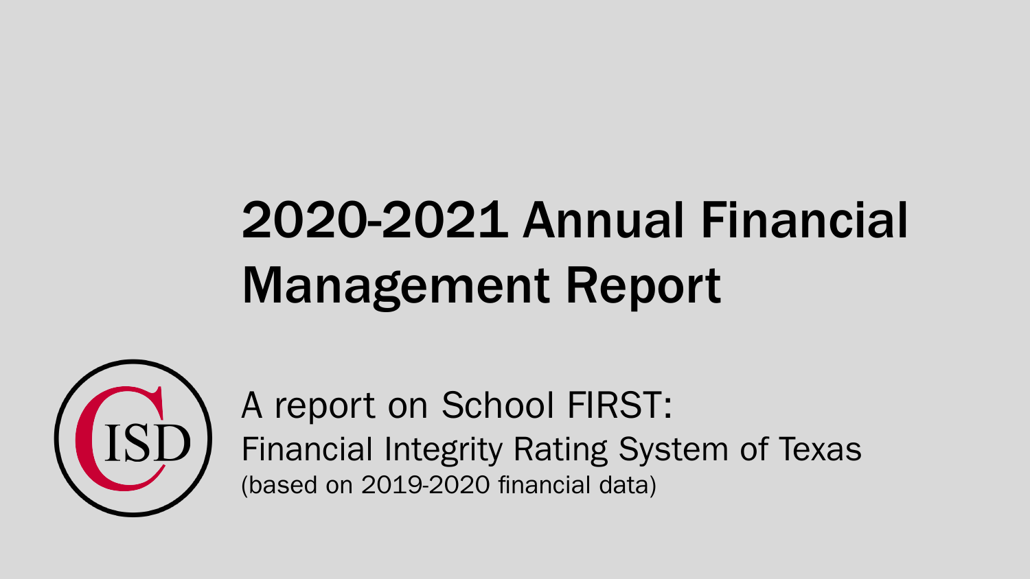# 2020-2021 Annual Financial Management Report

A report on School FIRST:
Financial Integrity Rating System of Texas
(based on 2019-2020 financial data)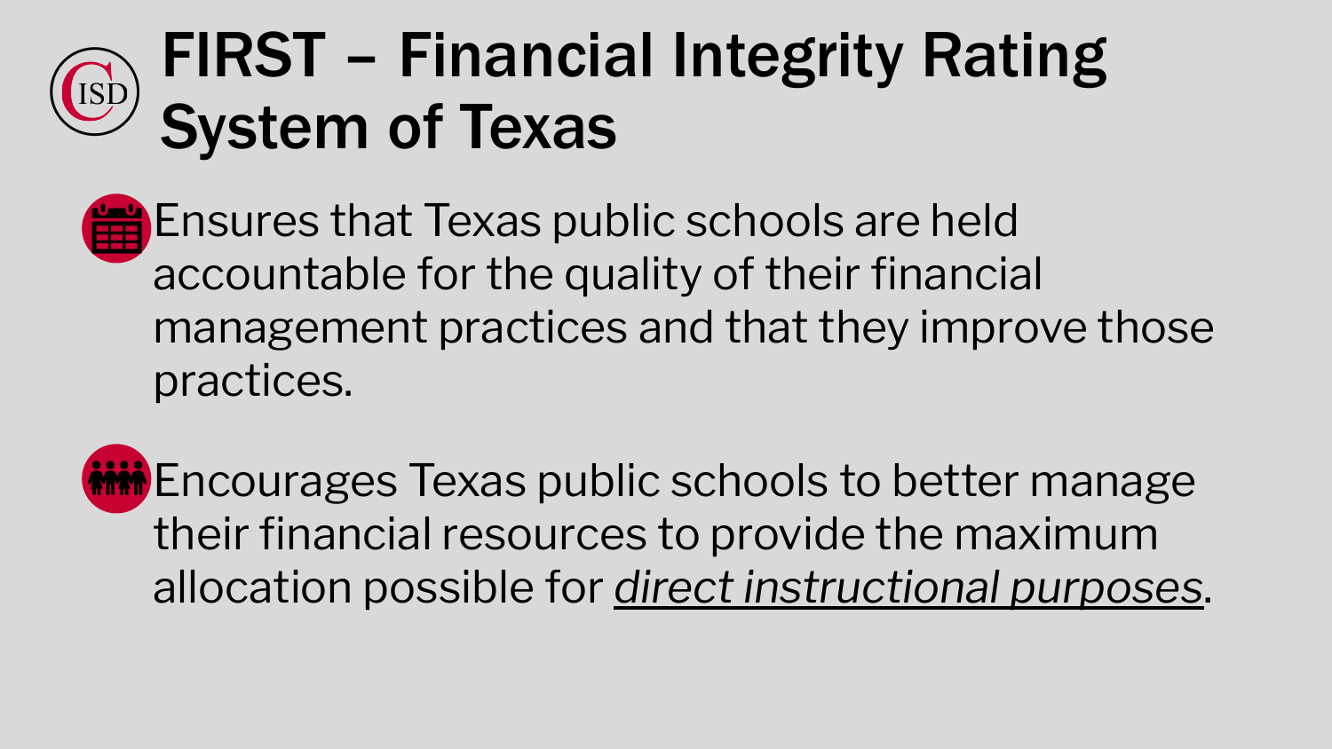# FIRST – Financial Integrity Rating System of Texas

- Ensures that Texas public schools are held accountable for the quality of their financial management practices and that they improve those practices.

- Encourages Texas public schools to better manage their financial resources to provide the maximum allocation possible for *direct instructional purposes*.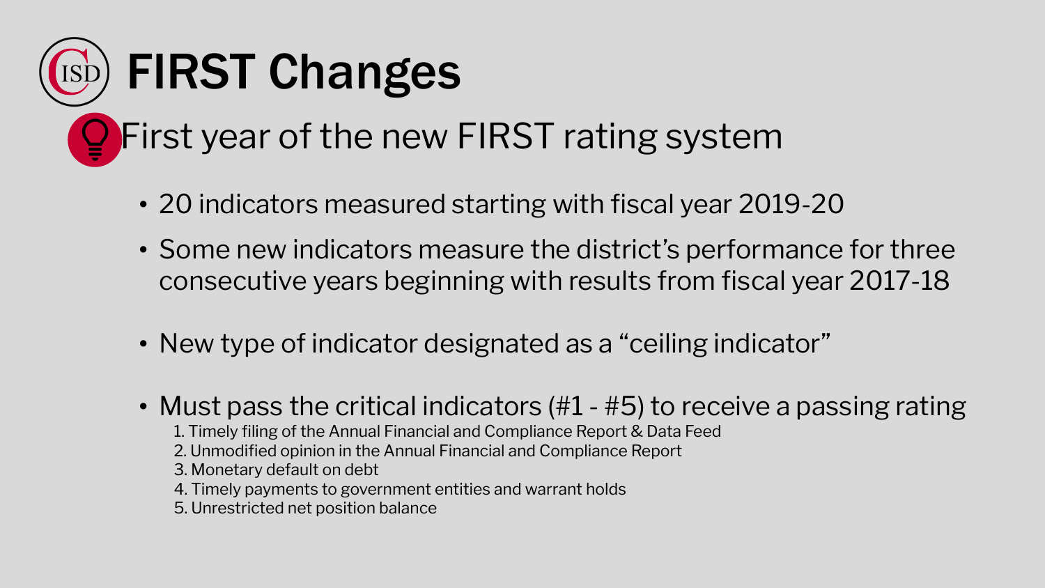# FIRST Changes

## First year of the new FIRST rating system

- 20 indicators measured starting with fiscal year 2019-20
- Some new indicators measure the district's performance for three consecutive years beginning with results from fiscal year 2017-18
- New type of indicator designated as a "ceiling indicator"
- Must pass the critical indicators (#1 - #5) to receive a passing rating
  1. Timely filing of the Annual Financial and Compliance Report & Data Feed
  2. Unmodified opinion in the Annual Financial and Compliance Report
  3. Monetary default on debt
  4. Timely payments to government entities and warrant holds
  5. Unrestricted net position balance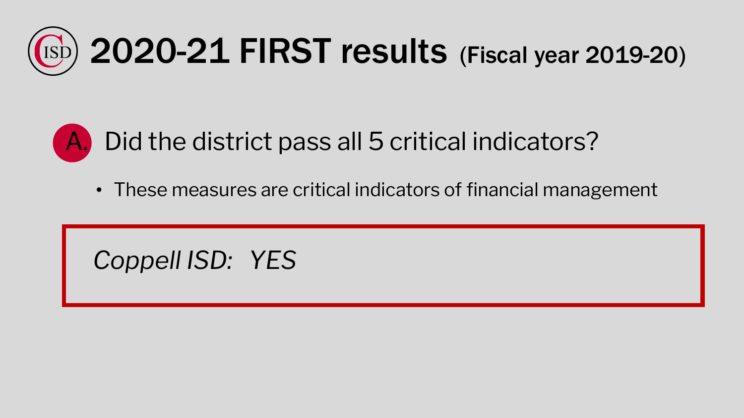# 2020-21 FIRST results (Fiscal year 2019-20)

## A. Did the district pass all 5 critical indicators?

- These measures are critical indicators of financial management

*Coppell ISD: YES*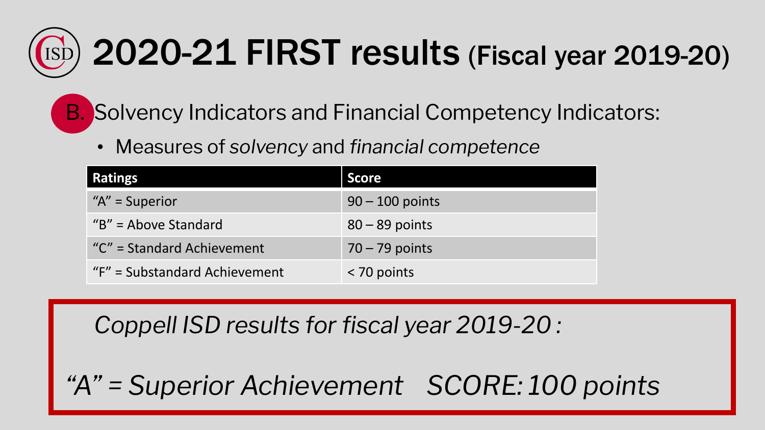# 2020-21 FIRST results (Fiscal year 2019-20)

B. Solvency Indicators and Financial Competency Indicators:

- Measures of *solvency* and *financial competence*

| Ratings | Score |
|---|---|
| "A" = Superior | 90 – 100 points |
| "B" = Above Standard | 80 – 89 points |
| "C" = Standard Achievement | 70 – 79 points |
| "F" = Substandard Achievement | < 70 points |

*Coppell ISD results for fiscal year 2019-20 :*

*"A" = Superior Achievement SCORE: 100 points*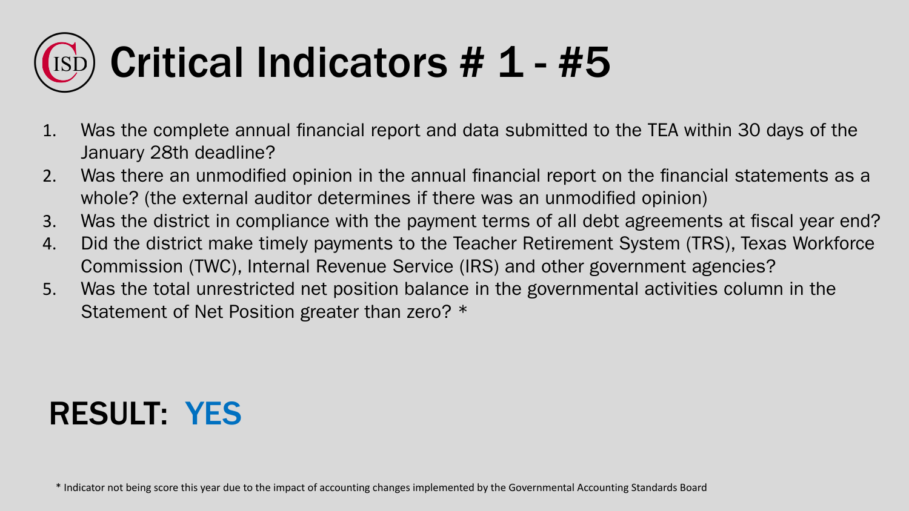# Critical Indicators # 1 - #5

1. Was the complete annual financial report and data submitted to the TEA within 30 days of the January 28th deadline?
2. Was there an unmodified opinion in the annual financial report on the financial statements as a whole? (the external auditor determines if there was an unmodified opinion)
3. Was the district in compliance with the payment terms of all debt agreements at fiscal year end?
4. Did the district make timely payments to the Teacher Retirement System (TRS), Texas Workforce Commission (TWC), Internal Revenue Service (IRS) and other government agencies?
5. Was the total unrestricted net position balance in the governmental activities column in the Statement of Net Position greater than zero? *

## RESULT: YES

* Indicator not being score this year due to the impact of accounting changes implemented by the Governmental Accounting Standards Board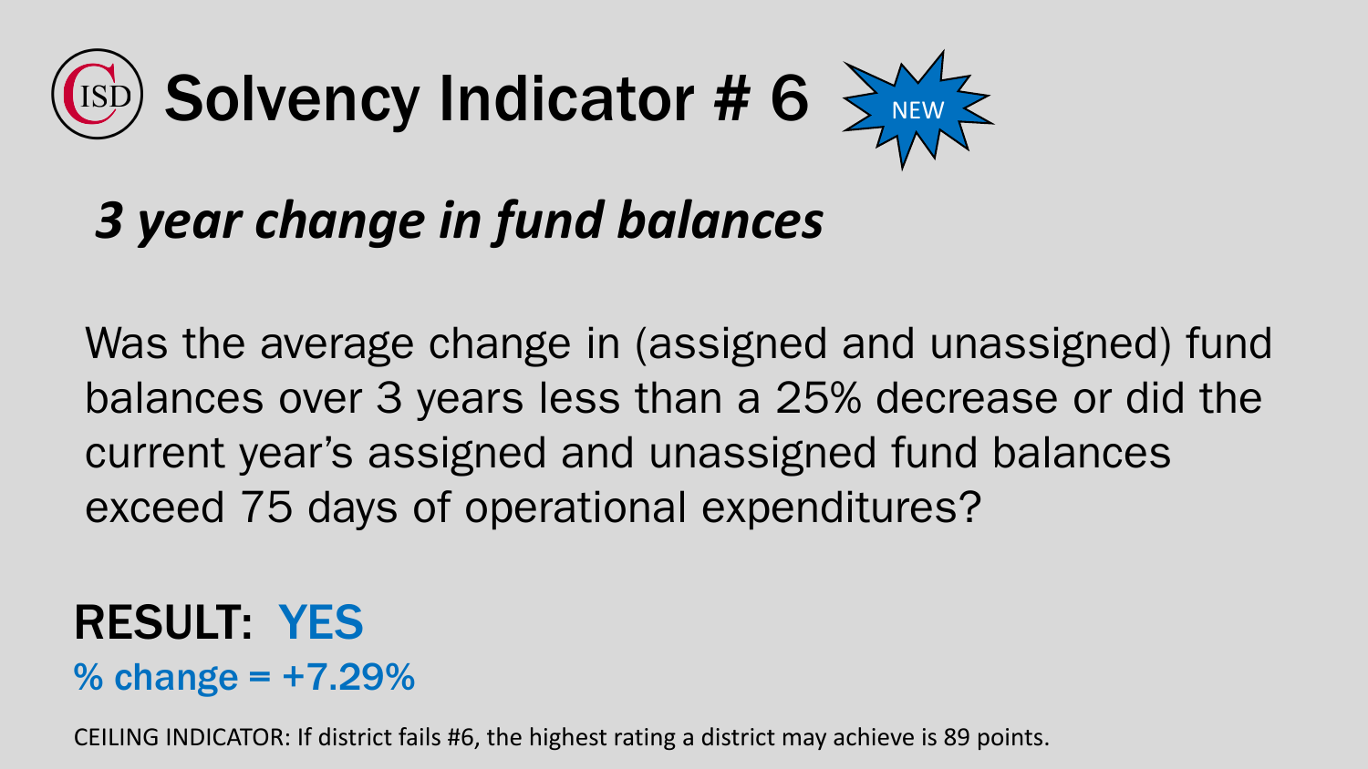# CISD Solvency Indicator # 6

NEW

## *3 year change in fund balances*

Was the average change in (assigned and unassigned) fund balances over 3 years less than a 25% decrease or did the current year's assigned and unassigned fund balances exceed 75 days of operational expenditures?

**RESULT: YES**

**% change = +7.29%**

CEILING INDICATOR: If district fails #6, the highest rating a district may achieve is 89 points.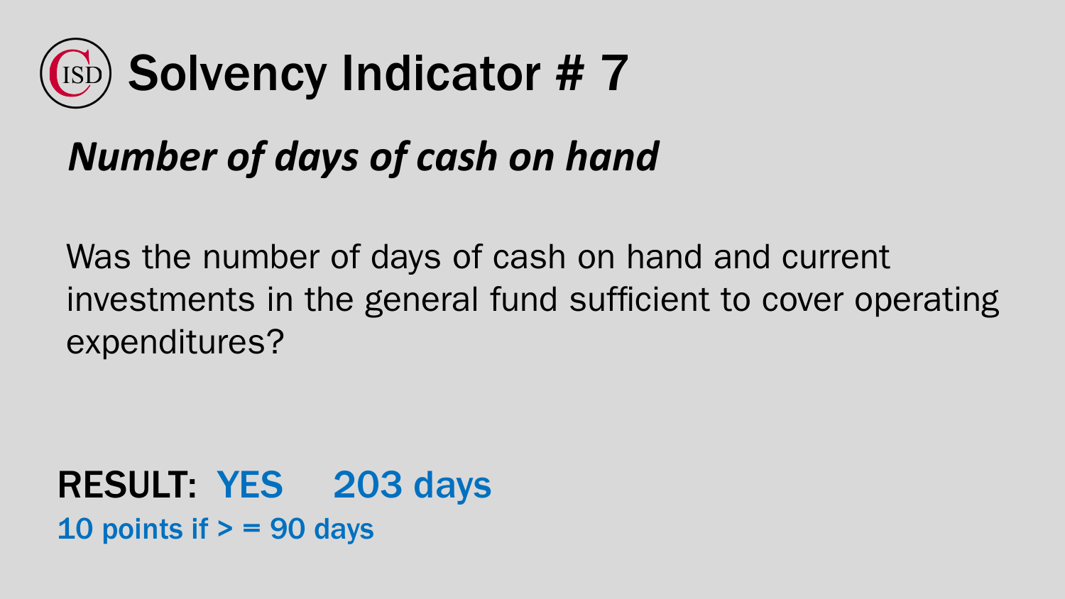# Solvency Indicator # 7

## *Number of days of cash on hand*

Was the number of days of cash on hand and current investments in the general fund sufficient to cover operating expenditures?

**RESULT: YES 203 days**

**10 points if > = 90 days**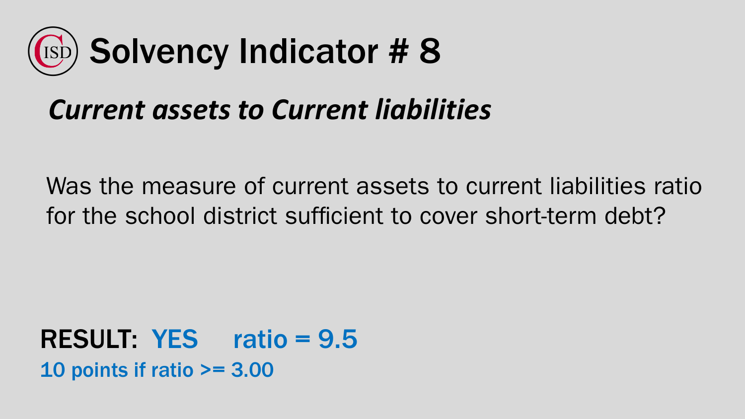# Solvency Indicator # 8

***Current assets to Current liabilities***

Was the measure of current assets to current liabilities ratio for the school district sufficient to cover short-term debt?

**RESULT: YES ratio = 9.5**

**10 points if ratio >= 3.00**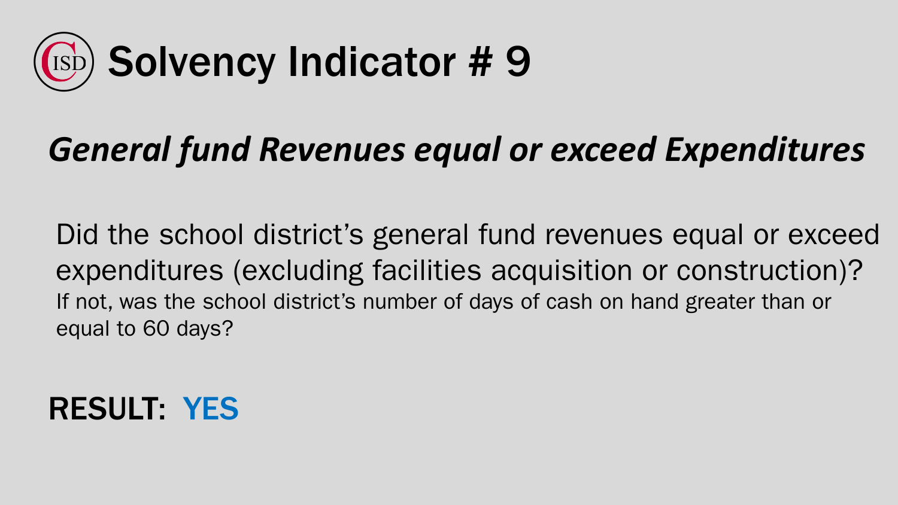# Solvency Indicator # 9

## *General fund Revenues equal or exceed Expenditures*

Did the school district's general fund revenues equal or exceed expenditures (excluding facilities acquisition or construction)?

If not, was the school district's number of days of cash on hand greater than or equal to 60 days?

**RESULT: YES**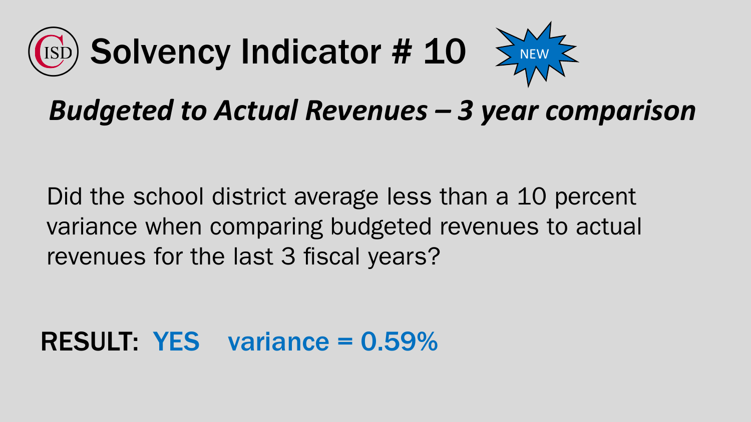# Solvency Indicator # 10

NEW

## *Budgeted to Actual Revenues – 3 year comparison*

Did the school district average less than a 10 percent variance when comparing budgeted revenues to actual revenues for the last 3 fiscal years?

**RESULT: YES variance = 0.59%**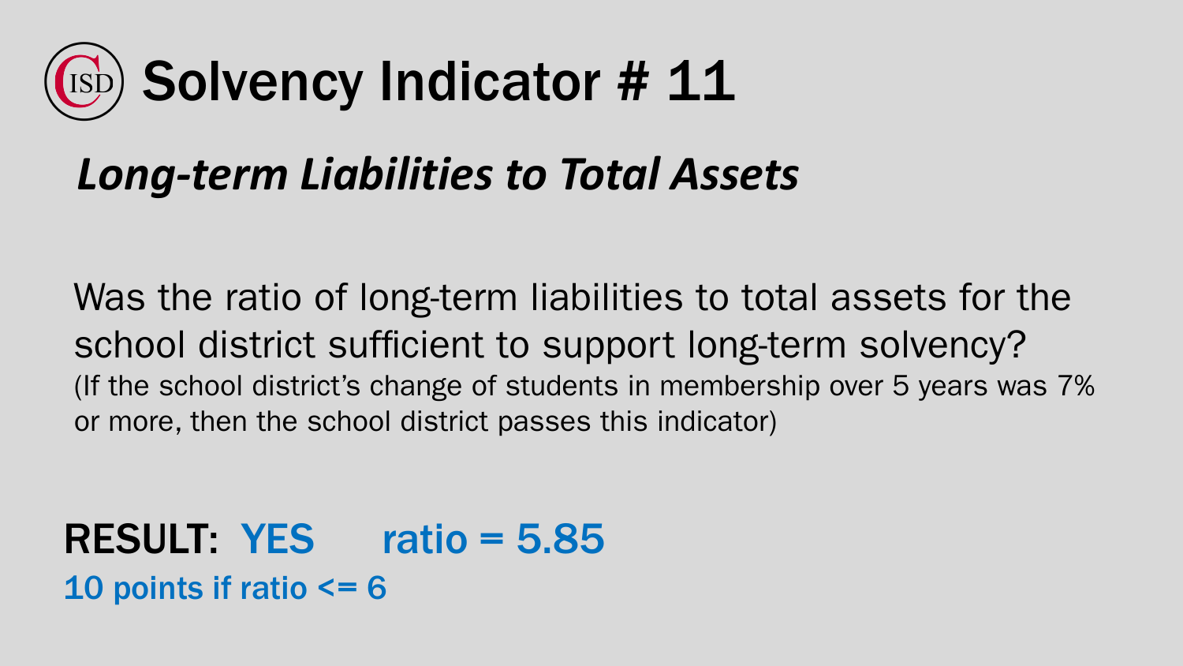# Solvency Indicator # 11

## *Long-term Liabilities to Total Assets*

Was the ratio of long-term liabilities to total assets for the school district sufficient to support long-term solvency?
(If the school district's change of students in membership over 5 years was 7% or more, then the school district passes this indicator)

**RESULT: YES** **ratio = 5.85**

**10 points if ratio <= 6**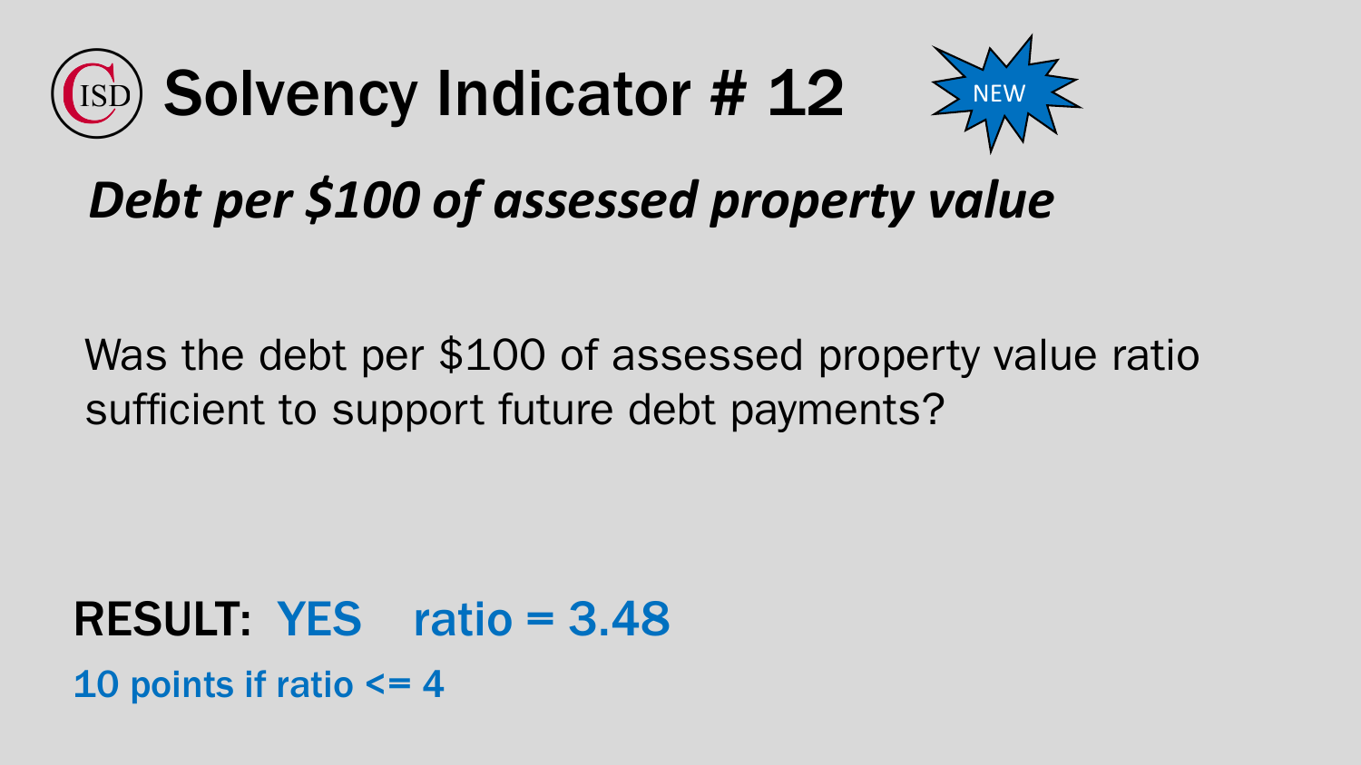# Solvency Indicator # 12

NEW

## *Debt per $100 of assessed property value*

Was the debt per $100 of assessed property value ratio sufficient to support future debt payments?

**RESULT: YES ratio = 3.48**

**10 points if ratio <= 4**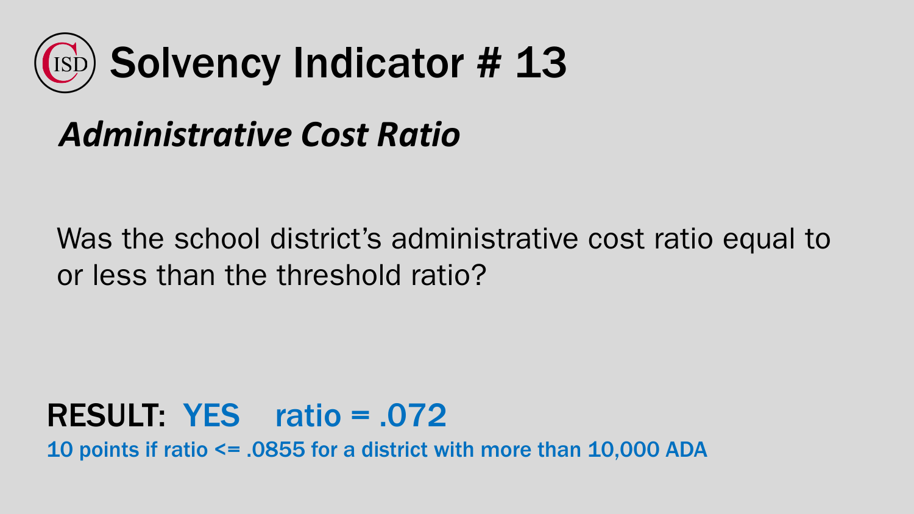# Solvency Indicator # 13

## *Administrative Cost Ratio*

Was the school district's administrative cost ratio equal to or less than the threshold ratio?

**RESULT: YES ratio = .072**

**10 points if ratio <= .0855 for a district with more than 10,000 ADA**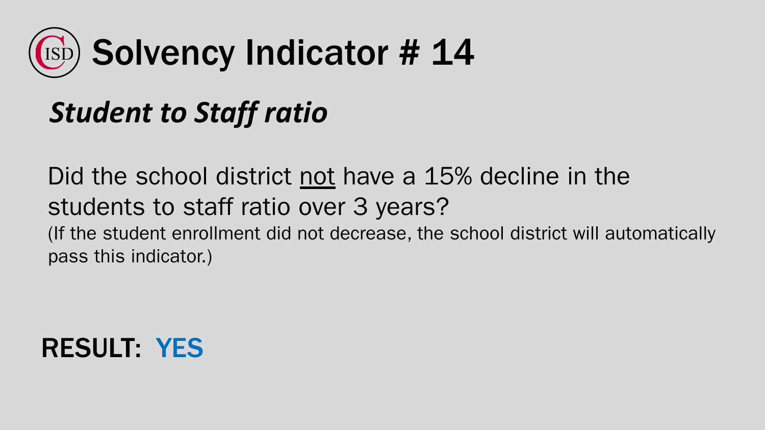# Solvency Indicator # 14

***Student to Staff ratio***

Did the school district <u>not</u> have a 15% decline in the students to staff ratio over 3 years?

(If the student enrollment did not decrease, the school district will automatically pass this indicator.)

**RESULT: YES**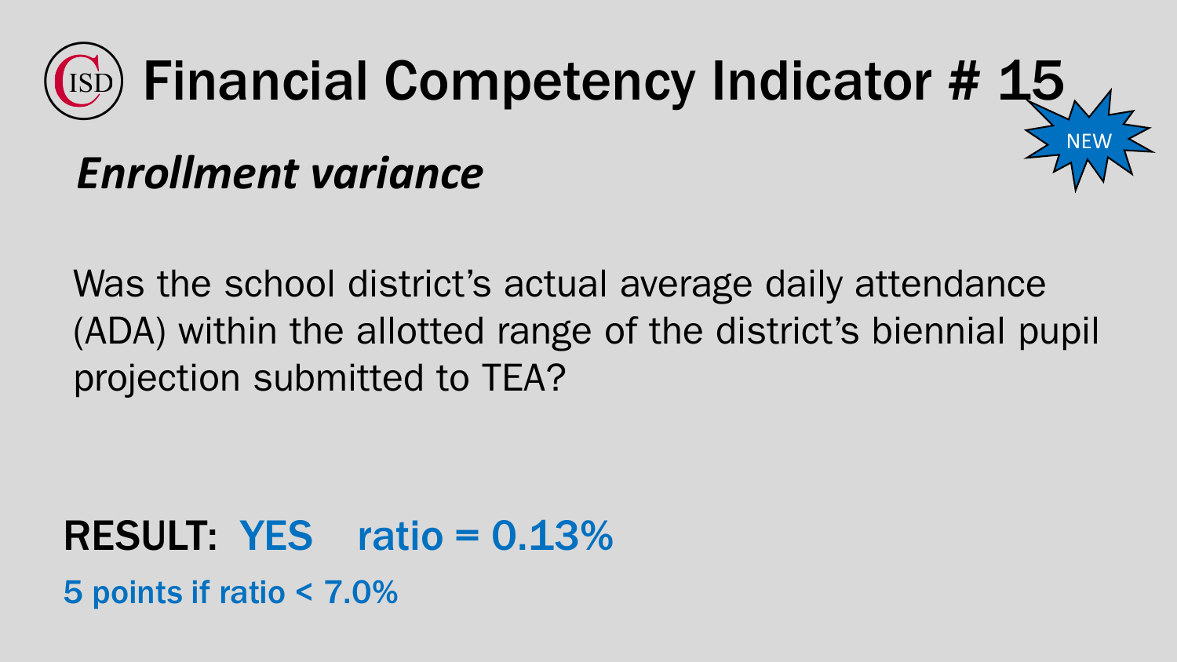# Financial Competency Indicator # 15

NEW

## *Enrollment variance*

Was the school district's actual average daily attendance (ADA) within the allotted range of the district's biennial pupil projection submitted to TEA?

**RESULT: YES ratio = 0.13%**

**5 points if ratio < 7.0%**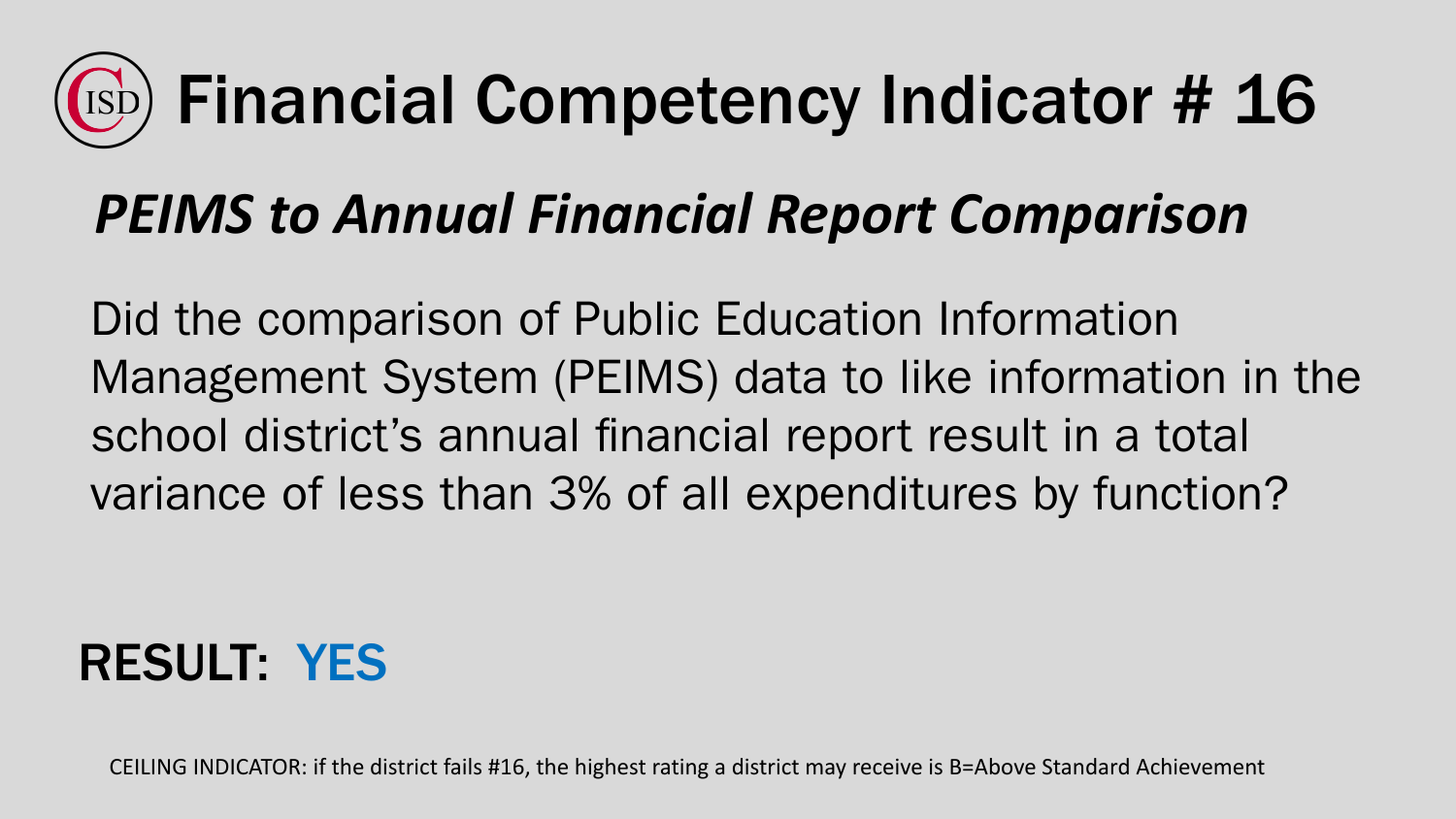# Financial Competency Indicator # 16

## *PEIMS to Annual Financial Report Comparison*

Did the comparison of Public Education Information Management System (PEIMS) data to like information in the school district's annual financial report result in a total variance of less than 3% of all expenditures by function?

**RESULT: YES**

CEILING INDICATOR: if the district fails #16, the highest rating a district may receive is B=Above Standard Achievement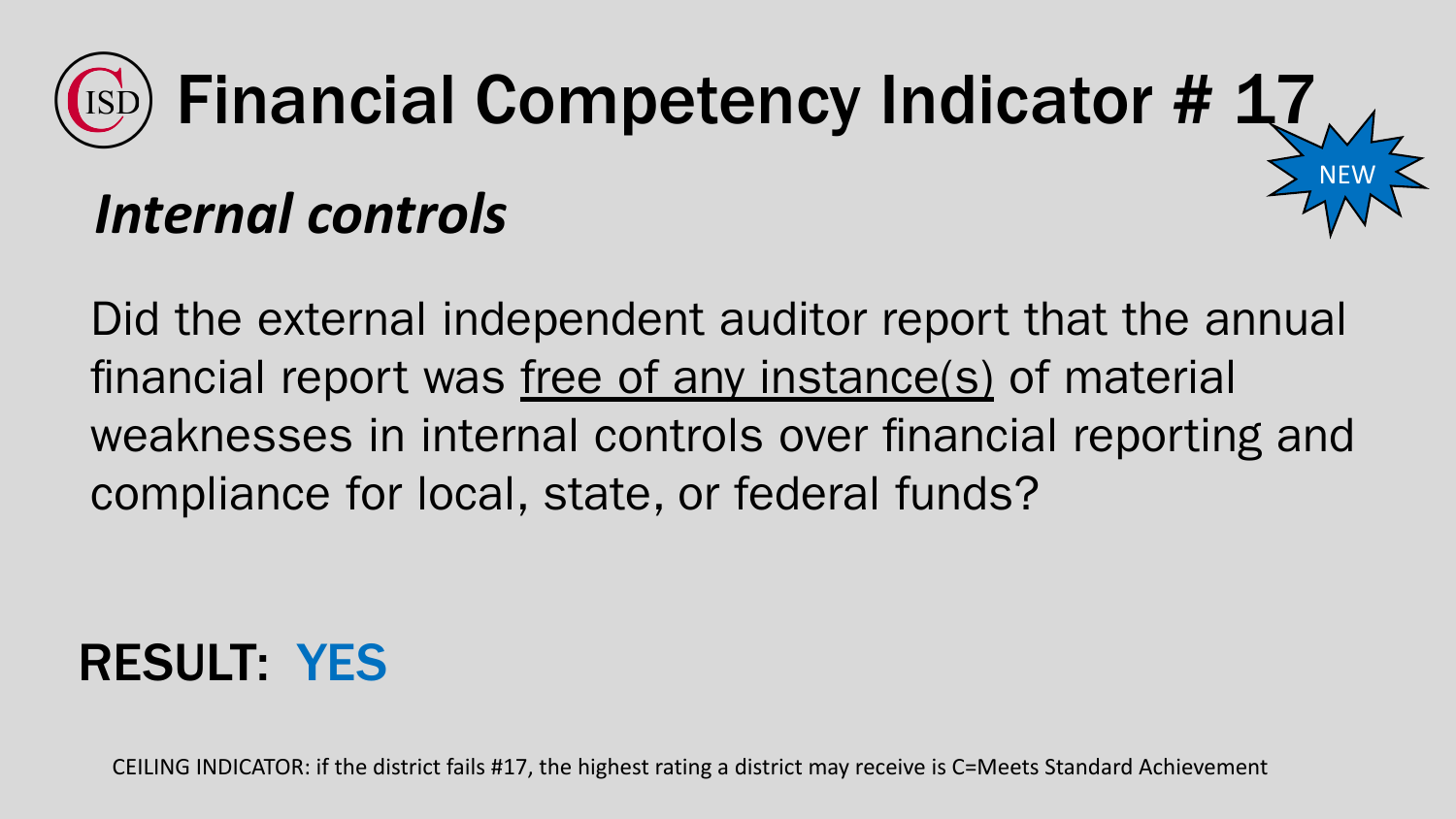# Financial Competency Indicator # 17

NEW

## *Internal controls*

Did the external independent auditor report that the annual financial report was <u>free of any instance(s)</u> of material weaknesses in internal controls over financial reporting and compliance for local, state, or federal funds?

**RESULT: YES**

CEILING INDICATOR: if the district fails #17, the highest rating a district may receive is C=Meets Standard Achievement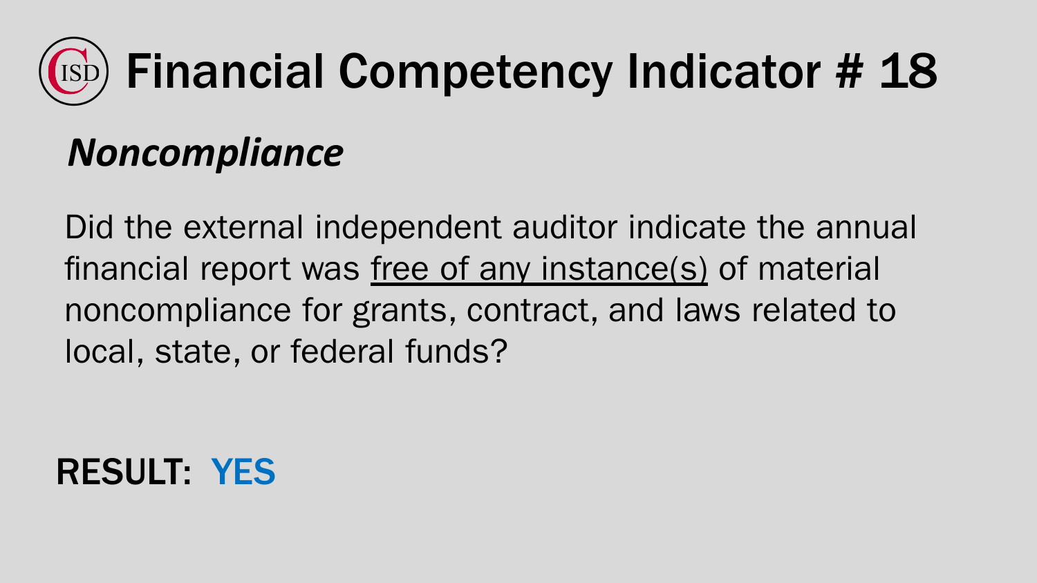# Financial Competency Indicator # 18

## *Noncompliance*

Did the external independent auditor indicate the annual financial report was <u>free of any instance(s)</u> of material noncompliance for grants, contract, and laws related to local, state, or federal funds?

**RESULT: YES**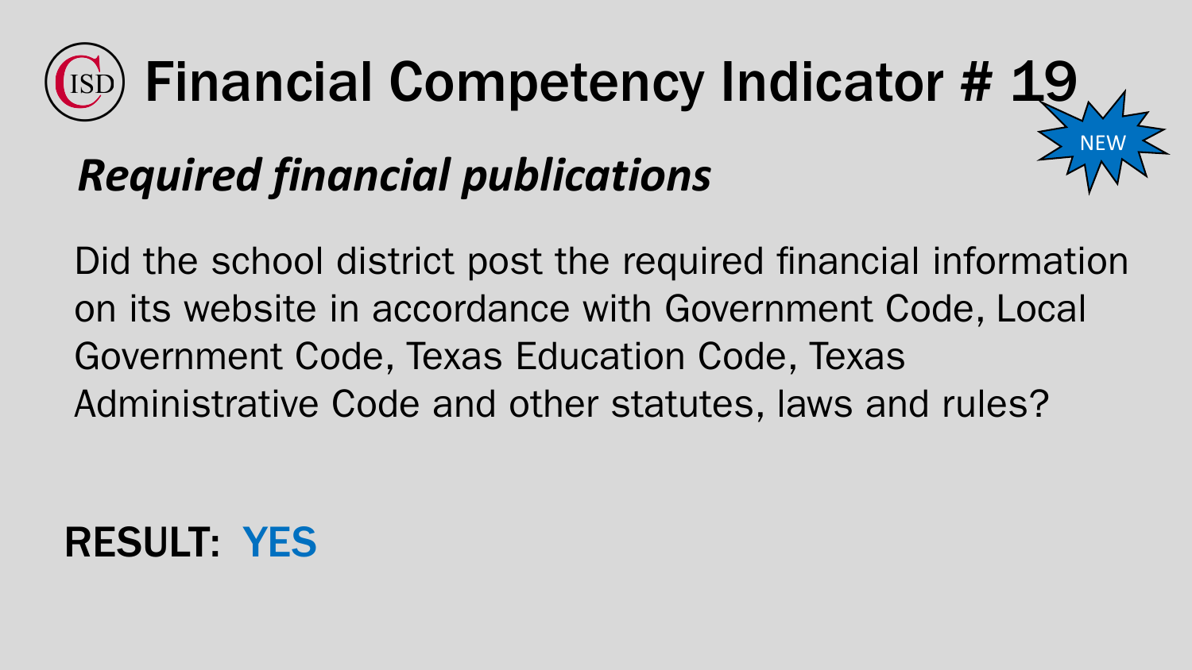# Financial Competency Indicator # 19

NEW

## *Required financial publications*

Did the school district post the required financial information on its website in accordance with Government Code, Local Government Code, Texas Education Code, Texas Administrative Code and other statutes, laws and rules?

**RESULT: YES**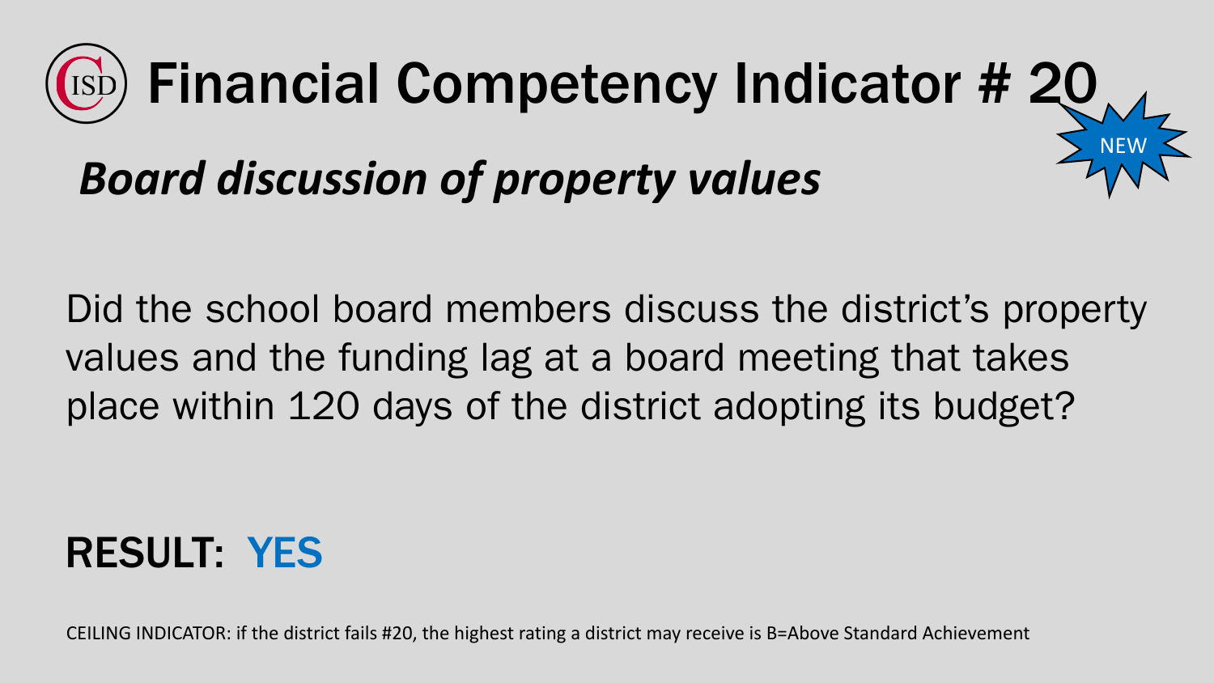# Financial Competency Indicator # 20

NEW

## *Board discussion of property values*

Did the school board members discuss the district's property values and the funding lag at a board meeting that takes place within 120 days of the district adopting its budget?

**RESULT: YES**

CEILING INDICATOR: if the district fails #20, the highest rating a district may receive is B=Above Standard Achievement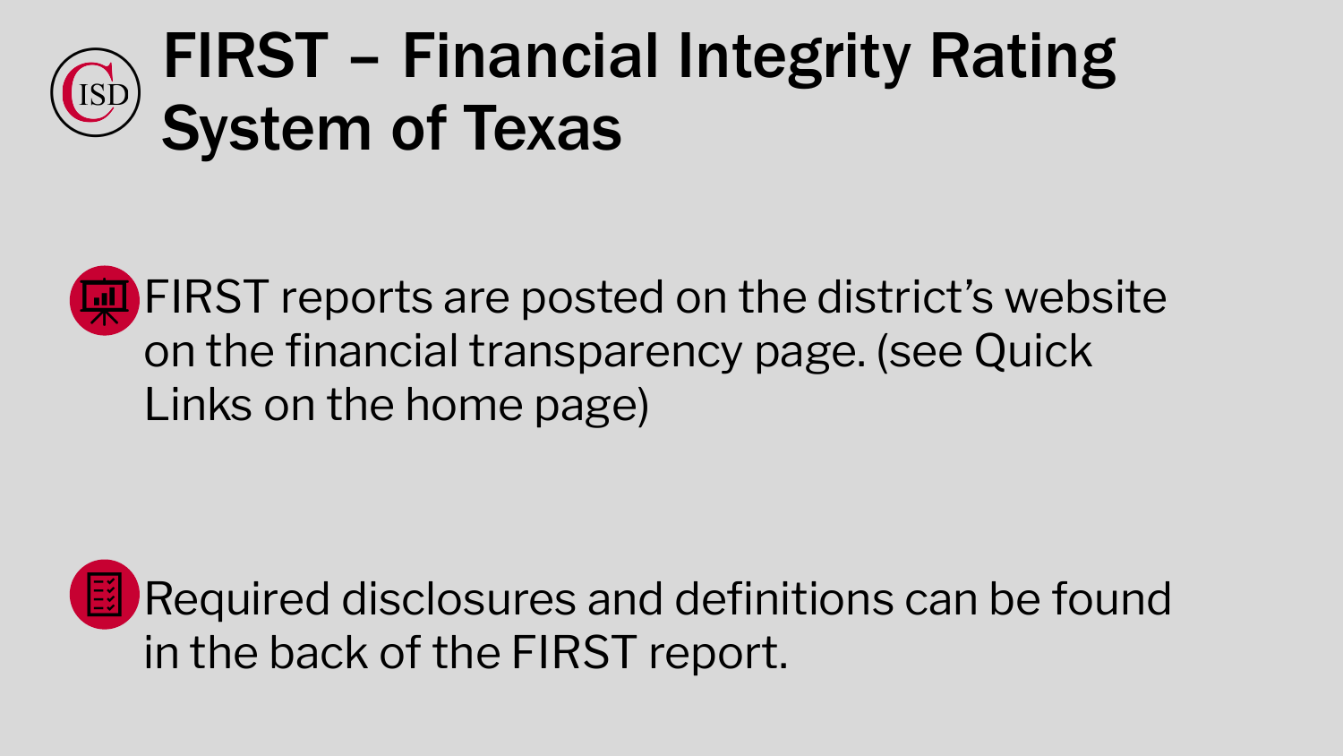# FIRST – Financial Integrity Rating System of Texas

- FIRST reports are posted on the district's website on the financial transparency page. (see Quick Links on the home page)

- Required disclosures and definitions can be found in the back of the FIRST report.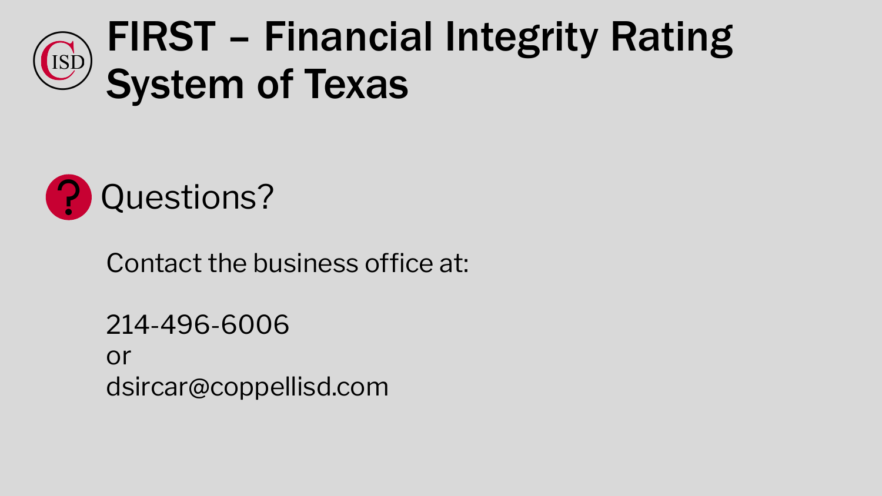# FIRST – Financial Integrity Rating System of Texas

## Questions?

Contact the business office at:

214-496-6006
or
dsircar@coppellisd.com